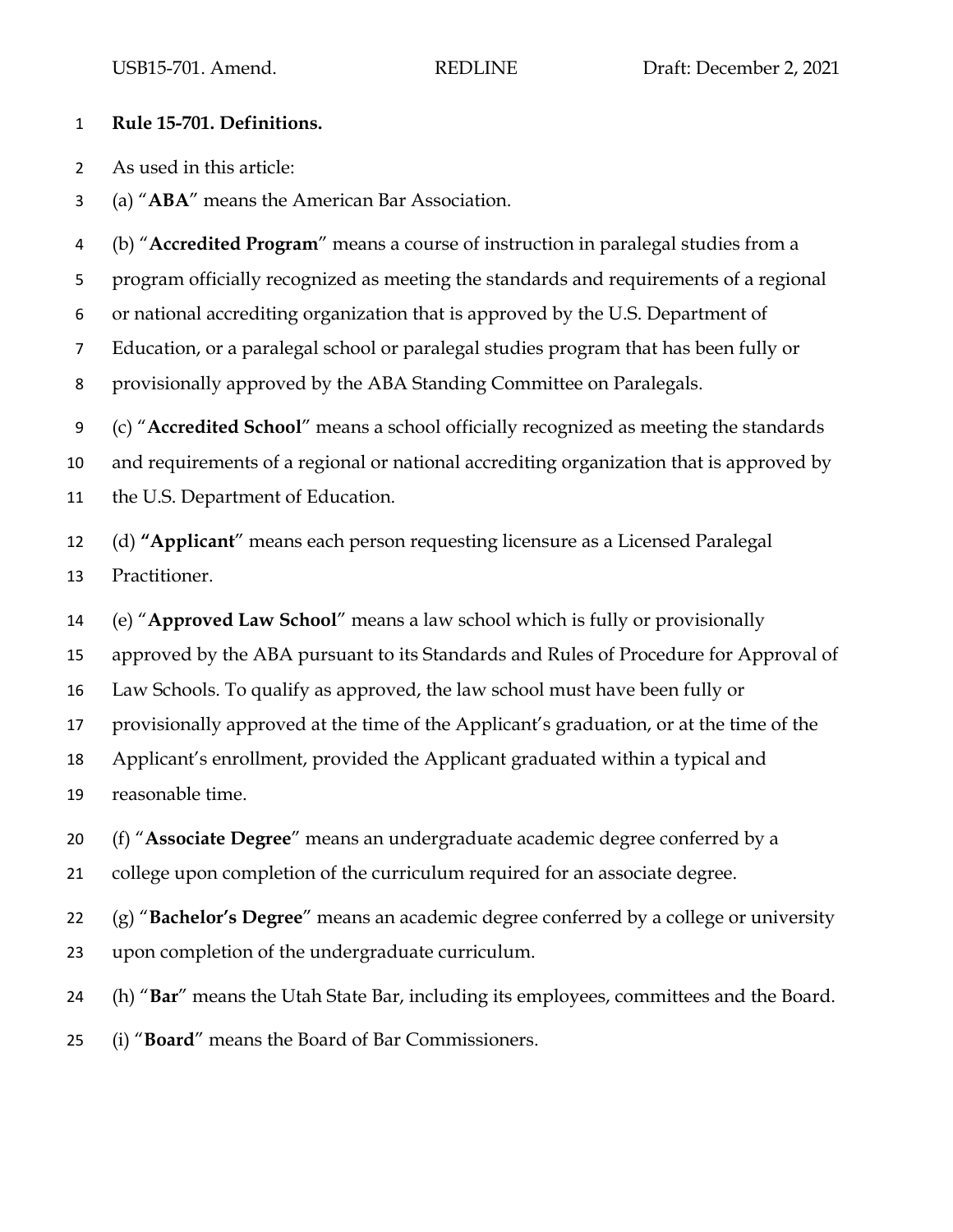**Rule 15-701. Definitions.**

As used in this article:

(a) "**ABA**" means the American Bar Association.

(b) "**Accredited Program**" means a course of instruction in paralegal studies from a program officially recognized as meeting the standards and requirements of a regional or national accrediting organization that is approved by the U.S. Department of Education, or a paralegal school or paralegal studies program that has been fully or provisionally approved by the ABA Standing Committee on Paralegals.

(c) "**Accredited School**" means a school officially recognized as meeting the standards and requirements of a regional or national accrediting organization that is approved by the U.S. Department of Education.

(d) **"Applicant**" means each person requesting licensure as a Licensed Paralegal Practitioner.

(e) "**Approved Law School**" means a law school which is fully or provisionally approved by the ABA pursuant to its Standards and Rules of Procedure for Approval of Law Schools. To qualify as approved, the law school must have been fully or provisionally approved at the time of the Applicant's graduation, or at the time of the Applicant's enrollment, provided the Applicant graduated within a typical and reasonable time.

(f) "**Associate Degree**" means an undergraduate academic degree conferred by a college upon completion of the curriculum required for an associate degree.

(g) "**Bachelor's Degree**" means an academic degree conferred by a college or university upon completion of the undergraduate curriculum.

(h) "**Bar**" means the Utah State Bar, including its employees, committees and the Board.

(i) "**Board**" means the Board of Bar Commissioners.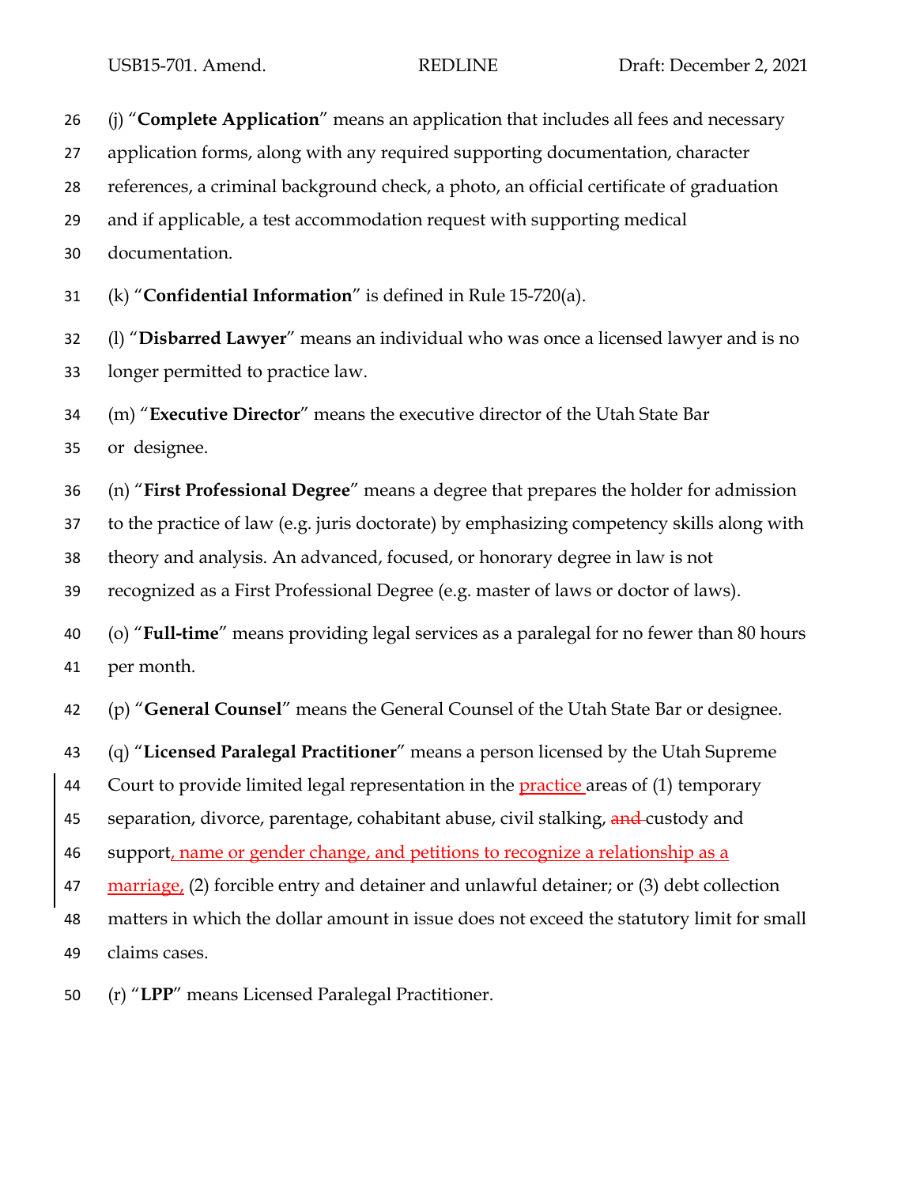(j) "**Complete Application**" means an application that includes all fees and necessary application forms, along with any required supporting documentation, character references, a criminal background check, a photo, an official certificate of graduation and if applicable, a test accommodation request with supporting medical documentation.

(k) "**Confidential Information**" is defined in Rule 15-720(a).

(l) "**Disbarred Lawyer**" means an individual who was once a licensed lawyer and is no longer permitted to practice law.

(m) "**Executive Director**" means the executive director of the Utah State Bar or designee.

(n) "**First Professional Degree**" means a degree that prepares the holder for admission to the practice of law (e.g. juris doctorate) by emphasizing competency skills along with theory and analysis. An advanced, focused, or honorary degree in law is not recognized as a First Professional Degree (e.g. master of laws or doctor of laws).

(o) "**Full-time**" means providing legal services as a paralegal for no fewer than 80 hours per month.

(p) "**General Counsel**" means the General Counsel of the Utah State Bar or designee.

(q) "**Licensed Paralegal Practitioner**" means a person licensed by the Utah Supreme Court to provide limited legal representation in the practice areas of (1) temporary separation, divorce, parentage, cohabitant abuse, civil stalking, ~~and~~ custody and support, name or gender change, and petitions to recognize a relationship as a marriage, (2) forcible entry and detainer and unlawful detainer; or (3) debt collection matters in which the dollar amount in issue does not exceed the statutory limit for small claims cases.

(r) "**LPP**" means Licensed Paralegal Practitioner.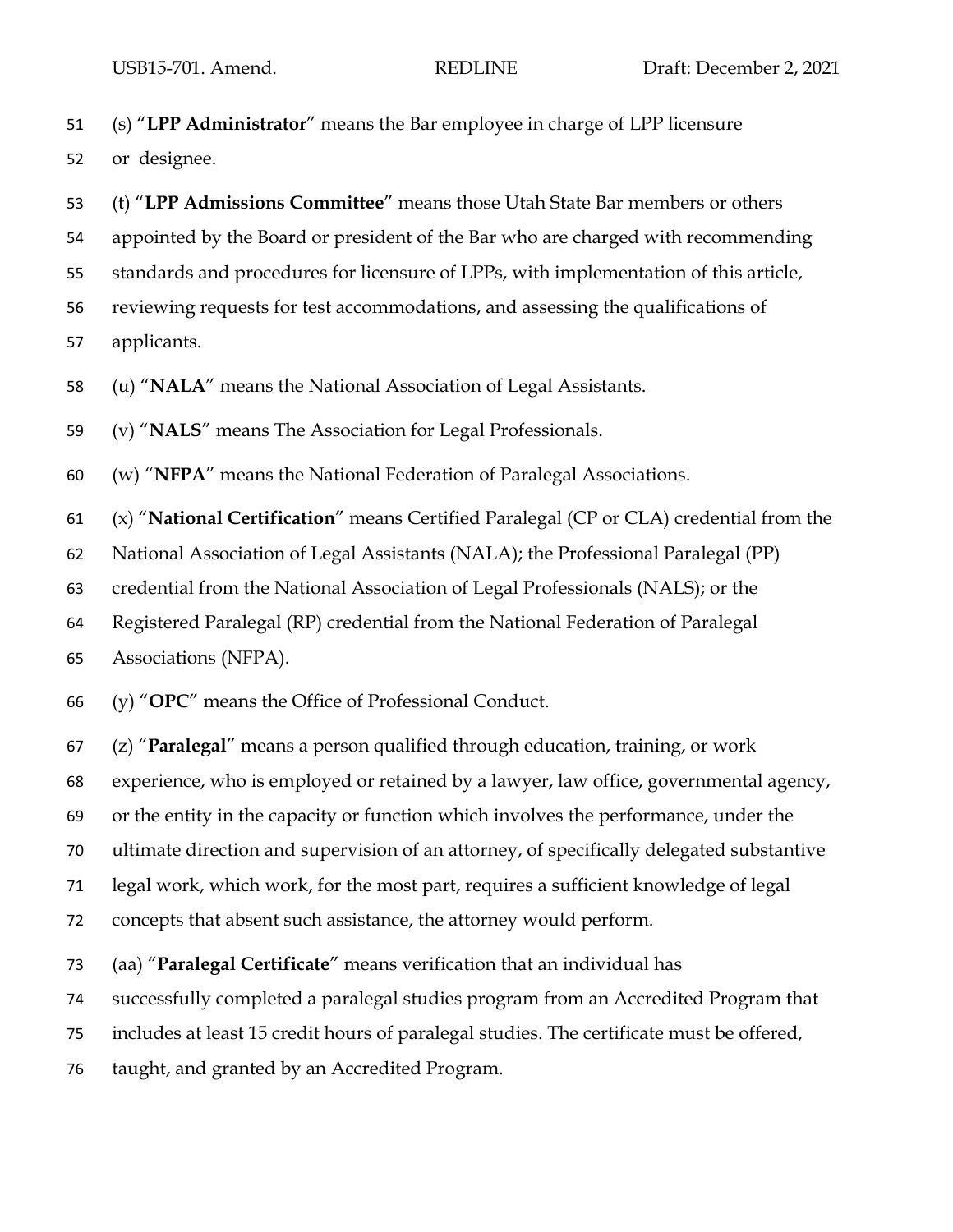(s) "**LPP Administrator**" means the Bar employee in charge of LPP licensure or designee.

(t) "**LPP Admissions Committee**" means those Utah State Bar members or others appointed by the Board or president of the Bar who are charged with recommending standards and procedures for licensure of LPPs, with implementation of this article, reviewing requests for test accommodations, and assessing the qualifications of applicants.

(u) "**NALA**" means the National Association of Legal Assistants.

(v) "**NALS**" means The Association for Legal Professionals.

(w) "**NFPA**" means the National Federation of Paralegal Associations.

(x) "**National Certification**" means Certified Paralegal (CP or CLA) credential from the National Association of Legal Assistants (NALA); the Professional Paralegal (PP) credential from the National Association of Legal Professionals (NALS); or the Registered Paralegal (RP) credential from the National Federation of Paralegal Associations (NFPA).

(y) "**OPC**" means the Office of Professional Conduct.

(z) "**Paralegal**" means a person qualified through education, training, or work experience, who is employed or retained by a lawyer, law office, governmental agency, or the entity in the capacity or function which involves the performance, under the ultimate direction and supervision of an attorney, of specifically delegated substantive legal work, which work, for the most part, requires a sufficient knowledge of legal concepts that absent such assistance, the attorney would perform.

(aa) "**Paralegal Certificate**" means verification that an individual has successfully completed a paralegal studies program from an Accredited Program that includes at least 15 credit hours of paralegal studies. The certificate must be offered, taught, and granted by an Accredited Program.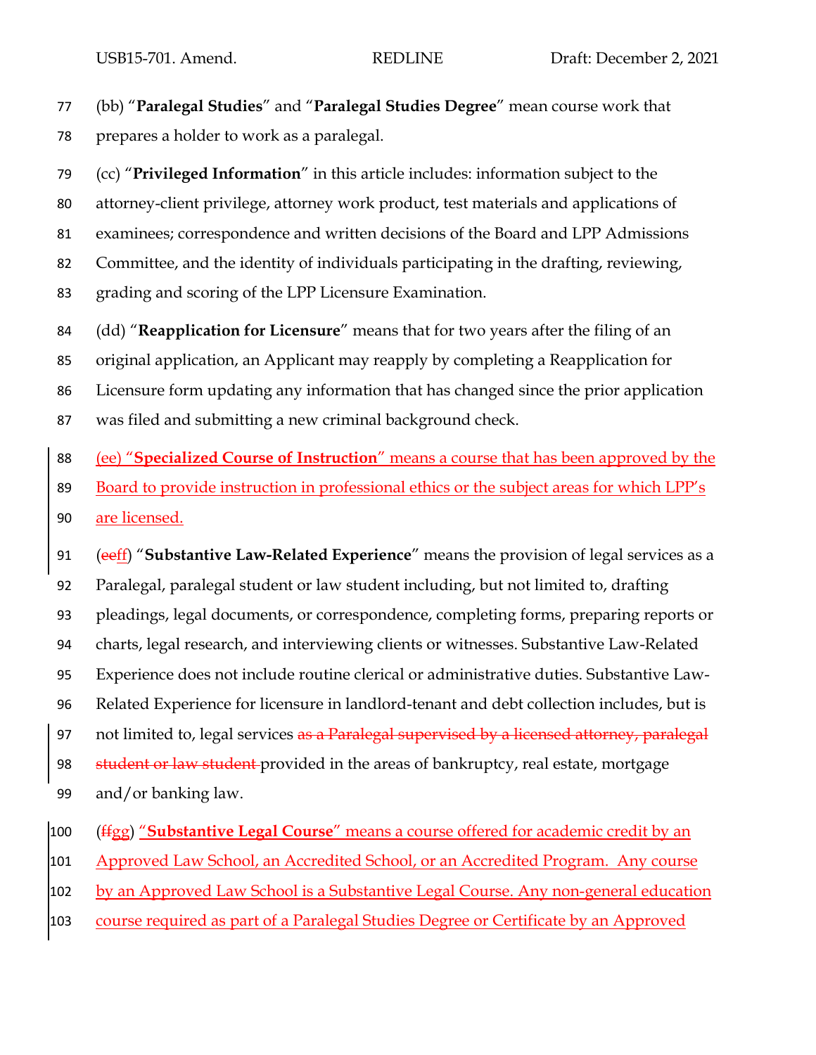77 (bb) "**Paralegal Studies**" and "**Paralegal Studies Degree**" mean course work that
78 prepares a holder to work as a paralegal.

79 (cc) "**Privileged Information**" in this article includes: information subject to the
80 attorney-client privilege, attorney work product, test materials and applications of
81 examinees; correspondence and written decisions of the Board and LPP Admissions
82 Committee, and the identity of individuals participating in the drafting, reviewing,
83 grading and scoring of the LPP Licensure Examination.

84 (dd) "**Reapplication for Licensure**" means that for two years after the filing of an
85 original application, an Applicant may reapply by completing a Reapplication for
86 Licensure form updating any information that has changed since the prior application
87 was filed and submitting a new criminal background check.

88 <u>(ee) "**Specialized Course of Instruction**" means a course that has been approved by the</u>
89 <u>Board to provide instruction in professional ethics or the subject areas for which LPP's</u>
90 <u>are licensed.</u>

91 (~~ee~~<u>ff</u>) "**Substantive Law-Related Experience**" means the provision of legal services as a
92 Paralegal, paralegal student or law student including, but not limited to, drafting
93 pleadings, legal documents, or correspondence, completing forms, preparing reports or
94 charts, legal research, and interviewing clients or witnesses. Substantive Law-Related
95 Experience does not include routine clerical or administrative duties. Substantive Law-
96 Related Experience for licensure in landlord-tenant and debt collection includes, but is
97 not limited to, legal services ~~as a Paralegal supervised by a licensed attorney, paralegal~~
98 ~~student or law student~~ provided in the areas of bankruptcy, real estate, mortgage
99 and/or banking law.

100 (~~ff~~<u>gg</u>) <u>"**Substantive Legal Course**" means a course offered for academic credit by an</u>
101 <u>Approved Law School, an Accredited School, or an Accredited Program. Any course</u>
102 <u>by an Approved Law School is a Substantive Legal Course. Any non-general education</u>
103 <u>course required as part of a Paralegal Studies Degree or Certificate by an Approved</u>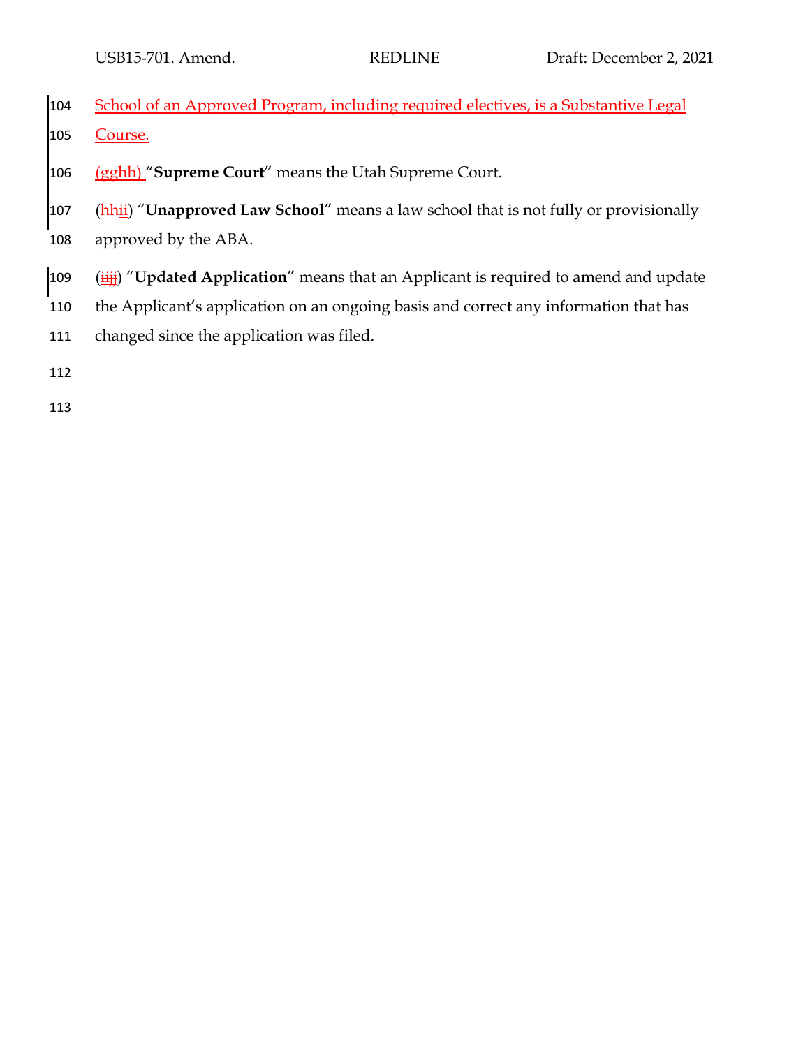School of an Approved Program, including required electives, is a Substantive Legal Course.

(gghh) "**Supreme Court**" means the Utah Supreme Court.

(hhii) "**Unapproved Law School**" means a law school that is not fully or provisionally approved by the ABA.

(iijj) "**Updated Application**" means that an Applicant is required to amend and update the Applicant's application on an ongoing basis and correct any information that has changed since the application was filed.